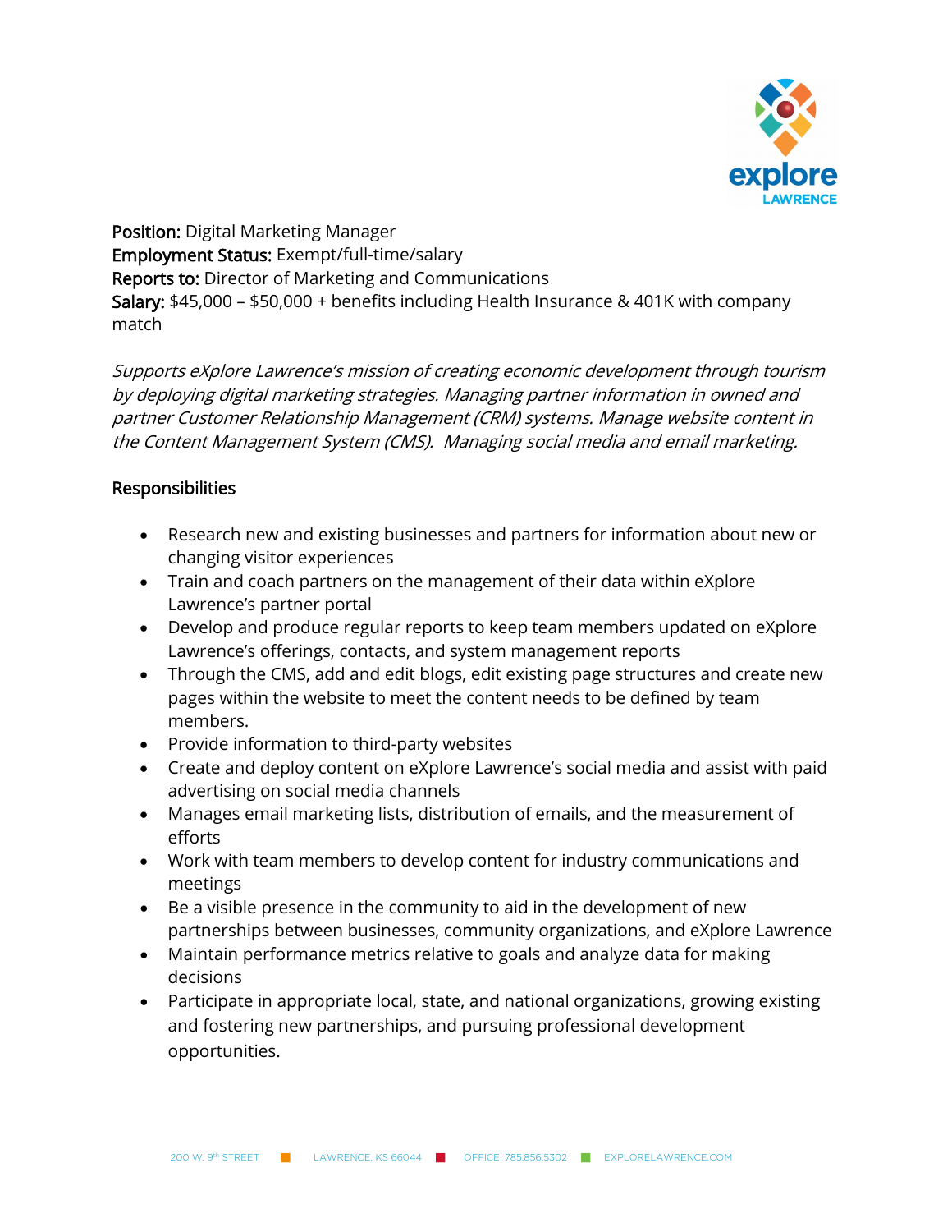**Position:** Digital Marketing Manager
**Employment Status:** Exempt/full-time/salary
**Reports to:** Director of Marketing and Communications
**Salary:** $45,000 – $50,000 + benefits including Health Insurance & 401K with company match

*Supports eXplore Lawrence's mission of creating economic development through tourism by deploying digital marketing strategies. Managing partner information in owned and partner Customer Relationship Management (CRM) systems. Manage website content in the Content Management System (CMS). Managing social media and email marketing.*

## Responsibilities

- Research new and existing businesses and partners for information about new or changing visitor experiences
- Train and coach partners on the management of their data within eXplore Lawrence's partner portal
- Develop and produce regular reports to keep team members updated on eXplore Lawrence's offerings, contacts, and system management reports
- Through the CMS, add and edit blogs, edit existing page structures and create new pages within the website to meet the content needs to be defined by team members.
- Provide information to third-party websites
- Create and deploy content on eXplore Lawrence's social media and assist with paid advertising on social media channels
- Manages email marketing lists, distribution of emails, and the measurement of efforts
- Work with team members to develop content for industry communications and meetings
- Be a visible presence in the community to aid in the development of new partnerships between businesses, community organizations, and eXplore Lawrence
- Maintain performance metrics relative to goals and analyze data for making decisions
- Participate in appropriate local, state, and national organizations, growing existing and fostering new partnerships, and pursuing professional development opportunities.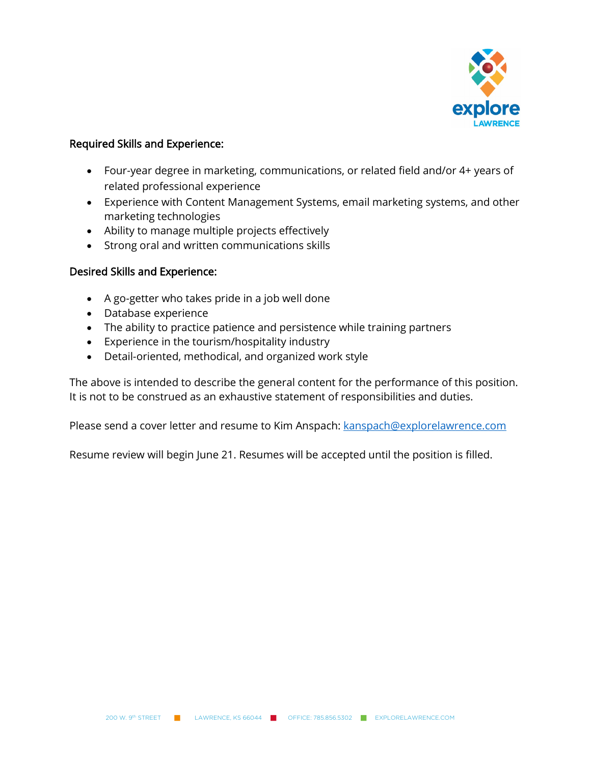**Required Skills and Experience:**

- Four-year degree in marketing, communications, or related field and/or 4+ years of related professional experience
- Experience with Content Management Systems, email marketing systems, and other marketing technologies
- Ability to manage multiple projects effectively
- Strong oral and written communications skills

**Desired Skills and Experience:**

- A go-getter who takes pride in a job well done
- Database experience
- The ability to practice patience and persistence while training partners
- Experience in the tourism/hospitality industry
- Detail-oriented, methodical, and organized work style

The above is intended to describe the general content for the performance of this position. It is not to be construed as an exhaustive statement of responsibilities and duties.

Please send a cover letter and resume to Kim Anspach: kanspach@explorelawrence.com

Resume review will begin June 21. Resumes will be accepted until the position is filled.